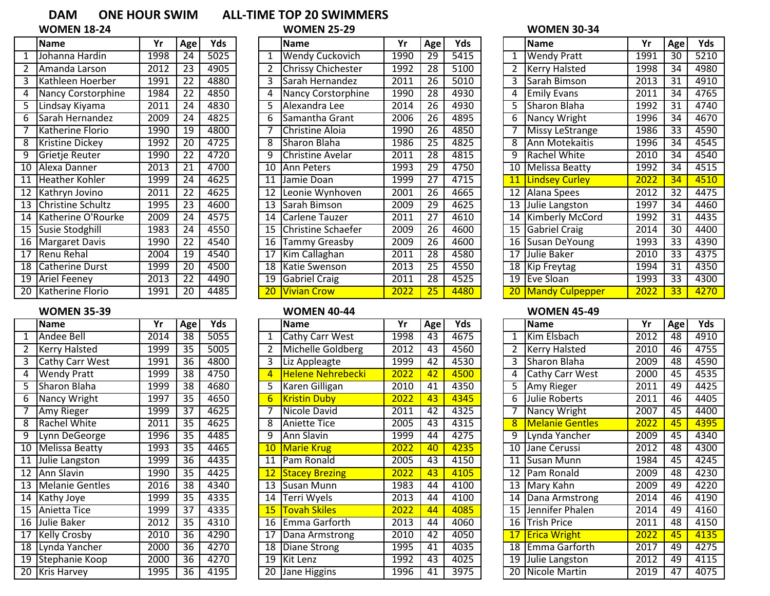# DAM ONE HOUR SWIM ALL-TIME TOP 20 SWIMMERS

## WOMEN 18-24

| | Name | Yr | Age | Yds |
|---|---|---|---|---|
| 1 | Johanna Hardin | 1998 | 24 | 5025 |
| 2 | Amanda Larson | 2012 | 23 | 4905 |
| 3 | Kathleen Hoerber | 1991 | 22 | 4880 |
| 4 | Nancy Corstorphine | 1984 | 22 | 4850 |
| 5 | Lindsay Kiyama | 2011 | 24 | 4830 |
| 6 | Sarah Hernandez | 2009 | 24 | 4825 |
| 7 | Katherine Florio | 1990 | 19 | 4800 |
| 8 | Kristine Dickey | 1992 | 20 | 4725 |
| 9 | Grietje Reuter | 1990 | 22 | 4720 |
| 10 | Alexa Danner | 2013 | 21 | 4700 |
| 11 | Heather Kohler | 1999 | 24 | 4625 |
| 12 | Kathryn Jovino | 2011 | 22 | 4625 |
| 13 | Christine Schultz | 1995 | 23 | 4600 |
| 14 | Katherine O'Rourke | 2009 | 24 | 4575 |
| 15 | Susie Stodghill | 1983 | 24 | 4550 |
| 16 | Margaret Davis | 1990 | 22 | 4540 |
| 17 | Renu Rehal | 2004 | 19 | 4540 |
| 18 | Catherine Durst | 1999 | 20 | 4500 |
| 19 | Ariel Feeney | 2013 | 22 | 4490 |
| 20 | Katherine Florio | 1991 | 20 | 4485 |

## WOMEN 25-29

| | Name | Yr | Age | Yds |
|---|---|---|---|---|
| 1 | Wendy Cuckovich | 1990 | 29 | 5415 |
| 2 | Chrissy Chichester | 1992 | 28 | 5100 |
| 3 | Sarah Hernandez | 2011 | 26 | 5010 |
| 4 | Nancy Corstorphine | 1990 | 28 | 4930 |
| 5 | Alexandra Lee | 2014 | 26 | 4930 |
| 6 | Samantha Grant | 2006 | 26 | 4895 |
| 7 | Christine Aloia | 1990 | 26 | 4850 |
| 8 | Sharon Blaha | 1986 | 25 | 4825 |
| 9 | Christine Avelar | 2011 | 28 | 4815 |
| 10 | Ann Peters | 1993 | 29 | 4750 |
| 11 | Jamie Doan | 1999 | 27 | 4715 |
| 12 | Leonie Wynhoven | 2001 | 26 | 4665 |
| 13 | Sarah Bimson | 2009 | 29 | 4625 |
| 14 | Carlene Tauzer | 2011 | 27 | 4610 |
| 15 | Christine Schaefer | 2009 | 26 | 4600 |
| 16 | Tammy Greasby | 2009 | 26 | 4600 |
| 17 | Kim Callaghan | 2011 | 28 | 4580 |
| 18 | Katie Swenson | 2013 | 25 | 4550 |
| 19 | Gabriel Craig | 2011 | 28 | 4525 |
| 20 | Vivian Crow | 2022 | 25 | 4480 |

## WOMEN 30-34

| | Name | Yr | Age | Yds |
|---|---|---|---|---|
| 1 | Wendy Pratt | 1991 | 30 | 5210 |
| 2 | Kerry Halsted | 1998 | 34 | 4980 |
| 3 | Sarah Bimson | 2013 | 31 | 4910 |
| 4 | Emily Evans | 2011 | 34 | 4765 |
| 5 | Sharon Blaha | 1992 | 31 | 4740 |
| 6 | Nancy Wright | 1996 | 34 | 4670 |
| 7 | Missy LeStrange | 1986 | 33 | 4590 |
| 8 | Ann Motekaitis | 1996 | 34 | 4545 |
| 9 | Rachel White | 2010 | 34 | 4540 |
| 10 | Melissa Beatty | 1992 | 34 | 4515 |
| 11 | Lindsey Curley | 2022 | 34 | 4510 |
| 12 | Alana Spees | 2012 | 32 | 4475 |
| 13 | Julie Langston | 1997 | 34 | 4460 |
| 14 | Kimberly McCord | 1992 | 31 | 4435 |
| 15 | Gabriel Craig | 2014 | 30 | 4400 |
| 16 | Susan DeYoung | 1993 | 33 | 4390 |
| 17 | Julie Baker | 2010 | 33 | 4375 |
| 18 | Kip Freytag | 1994 | 31 | 4350 |
| 19 | Eve Sloan | 1993 | 33 | 4300 |
| 20 | Mandy Culpepper | 2022 | 33 | 4270 |

## WOMEN 35-39

| | Name | Yr | Age | Yds |
|---|---|---|---|---|
| 1 | Andee Bell | 2014 | 38 | 5055 |
| 2 | Kerry Halsted | 1999 | 35 | 5005 |
| 3 | Cathy Carr West | 1991 | 36 | 4800 |
| 4 | Wendy Pratt | 1999 | 38 | 4750 |
| 5 | Sharon Blaha | 1999 | 38 | 4680 |
| 6 | Nancy Wright | 1997 | 35 | 4650 |
| 7 | Amy Rieger | 1999 | 37 | 4625 |
| 8 | Rachel White | 2011 | 35 | 4625 |
| 9 | Lynn DeGeorge | 1996 | 35 | 4485 |
| 10 | Melissa Beatty | 1993 | 35 | 4465 |
| 11 | Julie Langston | 1999 | 36 | 4435 |
| 12 | Ann Slavin | 1990 | 35 | 4425 |
| 13 | Melanie Gentles | 2016 | 38 | 4340 |
| 14 | Kathy Joye | 1999 | 35 | 4335 |
| 15 | Anietta Tice | 1999 | 37 | 4335 |
| 16 | Julie Baker | 2012 | 35 | 4310 |
| 17 | Kelly Crosby | 2010 | 36 | 4290 |
| 18 | Lynda Yancher | 2000 | 36 | 4270 |
| 19 | Stephanie Koop | 2000 | 36 | 4270 |
| 20 | Kris Harvey | 1995 | 36 | 4195 |

## WOMEN 40-44

| | Name | Yr | Age | Yds |
|---|---|---|---|---|
| 1 | Cathy Carr West | 1998 | 43 | 4675 |
| 2 | Michelle Goldberg | 2012 | 43 | 4560 |
| 3 | Liz Appleagte | 1999 | 42 | 4530 |
| 4 | Helene Nehrebecki | 2022 | 42 | 4500 |
| 5 | Karen Gilligan | 2010 | 41 | 4350 |
| 6 | Kristin Duby | 2022 | 43 | 4345 |
| 7 | Nicole David | 2011 | 42 | 4325 |
| 8 | Aniette Tice | 2005 | 43 | 4315 |
| 9 | Ann Slavin | 1999 | 44 | 4275 |
| 10 | Marie Krug | 2022 | 40 | 4235 |
| 11 | Pam Ronald | 2005 | 43 | 4150 |
| 12 | Stacey Brezing | 2022 | 43 | 4105 |
| 13 | Susan Munn | 1983 | 44 | 4100 |
| 14 | Terri Wyels | 2013 | 44 | 4100 |
| 15 | Tovah Skiles | 2022 | 44 | 4085 |
| 16 | Emma Garforth | 2013 | 44 | 4060 |
| 17 | Dana Armstrong | 2010 | 42 | 4050 |
| 18 | Diane Strong | 1995 | 41 | 4035 |
| 19 | Kit Lenz | 1992 | 43 | 4025 |
| 20 | Jane Higgins | 1996 | 41 | 3975 |

## WOMEN 45-49

| | Name | Yr | Age | Yds |
|---|---|---|---|---|
| 1 | Kim Elsbach | 2012 | 48 | 4910 |
| 2 | Kerry Halsted | 2010 | 46 | 4755 |
| 3 | Sharon Blaha | 2009 | 48 | 4590 |
| 4 | Cathy Carr West | 2000 | 45 | 4535 |
| 5 | Amy Rieger | 2011 | 49 | 4425 |
| 6 | Julie Roberts | 2011 | 46 | 4405 |
| 7 | Nancy Wright | 2007 | 45 | 4400 |
| 8 | Melanie Gentles | 2022 | 45 | 4395 |
| 9 | Lynda Yancher | 2009 | 45 | 4340 |
| 10 | Jane Cerussi | 2012 | 48 | 4300 |
| 11 | Susan Munn | 1984 | 45 | 4245 |
| 12 | Pam Ronald | 2009 | 48 | 4230 |
| 13 | Mary Kahn | 2009 | 49 | 4220 |
| 14 | Dana Armstrong | 2014 | 46 | 4190 |
| 15 | Jennifer Phalen | 2014 | 49 | 4160 |
| 16 | Trish Price | 2011 | 48 | 4150 |
| 17 | Erica Wright | 2022 | 45 | 4135 |
| 18 | Emma Garforth | 2017 | 49 | 4275 |
| 19 | Julie Langston | 2012 | 49 | 4115 |
| 20 | Nicole Martin | 2019 | 47 | 4075 |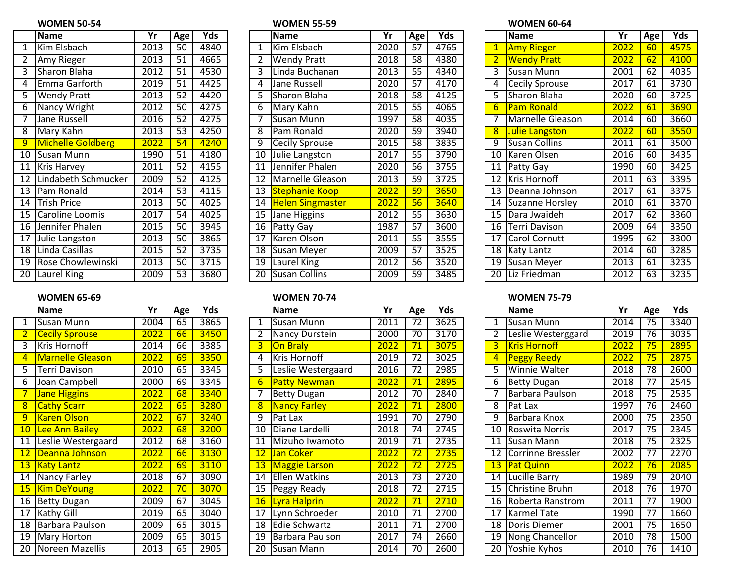**WOMEN 50-54**

| | Name | Yr | Age | Yds |
|---|---|---|---|---|
| 1 | Kim Elsbach | 2013 | 50 | 4840 |
| 2 | Amy Rieger | 2013 | 51 | 4665 |
| 3 | Sharon Blaha | 2012 | 51 | 4530 |
| 4 | Emma Garforth | 2019 | 51 | 4425 |
| 5 | Wendy Pratt | 2013 | 52 | 4420 |
| 6 | Nancy Wright | 2012 | 50 | 4275 |
| 7 | Jane Russell | 2016 | 52 | 4275 |
| 8 | Mary Kahn | 2013 | 53 | 4250 |
| 9 | Michelle Goldberg | 2022 | 54 | 4240 |
| 10 | Susan Munn | 1990 | 51 | 4180 |
| 11 | Kris Harvey | 2011 | 52 | 4155 |
| 12 | Lindabeth Schmucker | 2009 | 52 | 4125 |
| 13 | Pam Ronald | 2014 | 53 | 4115 |
| 14 | Trish Price | 2013 | 50 | 4025 |
| 15 | Caroline Loomis | 2017 | 54 | 4025 |
| 16 | Jennifer Phalen | 2015 | 50 | 3945 |
| 17 | Julie Langston | 2013 | 50 | 3865 |
| 18 | Linda Casillas | 2015 | 52 | 3735 |
| 19 | Rose Chowlewinski | 2013 | 50 | 3715 |
| 20 | Laurel King | 2009 | 53 | 3680 |

**WOMEN 55-59**

| | Name | Yr | Age | Yds |
|---|---|---|---|---|
| 1 | Kim Elsbach | 2020 | 57 | 4765 |
| 2 | Wendy Pratt | 2018 | 58 | 4380 |
| 3 | Linda Buchanan | 2013 | 55 | 4340 |
| 4 | Jane Russell | 2020 | 57 | 4170 |
| 5 | Sharon Blaha | 2018 | 58 | 4125 |
| 6 | Mary Kahn | 2015 | 55 | 4065 |
| 7 | Susan Munn | 1997 | 58 | 4035 |
| 8 | Pam Ronald | 2020 | 59 | 3940 |
| 9 | Cecily Sprouse | 2015 | 58 | 3835 |
| 10 | Julie Langston | 2017 | 55 | 3790 |
| 11 | Jennifer Phalen | 2020 | 56 | 3755 |
| 12 | Marnelle Gleason | 2013 | 59 | 3725 |
| 13 | Stephanie Koop | 2022 | 59 | 3650 |
| 14 | Helen Singmaster | 2022 | 56 | 3640 |
| 15 | Jane Higgins | 2012 | 55 | 3630 |
| 16 | Patty Gay | 1987 | 57 | 3600 |
| 17 | Karen Olson | 2011 | 55 | 3555 |
| 18 | Susan Meyer | 2009 | 57 | 3525 |
| 19 | Laurel King | 2012 | 56 | 3520 |
| 20 | Susan Collins | 2009 | 59 | 3485 |

**WOMEN 60-64**

| | Name | Yr | Age | Yds |
|---|---|---|---|---|
| 1 | Amy Rieger | 2022 | 60 | 4575 |
| 2 | Wendy Pratt | 2022 | 62 | 4100 |
| 3 | Susan Munn | 2001 | 62 | 4035 |
| 4 | Cecily Sprouse | 2017 | 61 | 3730 |
| 5 | Sharon Blaha | 2020 | 60 | 3725 |
| 6 | Pam Ronald | 2022 | 61 | 3690 |
| 7 | Marnelle Gleason | 2014 | 60 | 3660 |
| 8 | Julie Langston | 2022 | 60 | 3550 |
| 9 | Susan Collins | 2011 | 61 | 3500 |
| 10 | Karen Olsen | 2016 | 60 | 3435 |
| 11 | Patty Gay | 1990 | 60 | 3425 |
| 12 | Kris Hornoff | 2011 | 63 | 3395 |
| 13 | Deanna Johnson | 2017 | 61 | 3375 |
| 14 | Suzanne Horsley | 2010 | 61 | 3370 |
| 15 | Dara Jwaideh | 2017 | 62 | 3360 |
| 16 | Terri Davison | 2009 | 64 | 3350 |
| 17 | Carol Cornutt | 1995 | 62 | 3300 |
| 18 | Katy Lantz | 2014 | 60 | 3285 |
| 19 | Susan Meyer | 2013 | 61 | 3235 |
| 20 | Liz Friedman | 2012 | 63 | 3235 |

**WOMEN 65-69**

| | Name | Yr | Age | Yds |
|---|---|---|---|---|
| 1 | Susan Munn | 2004 | 65 | 3865 |
| 2 | Cecily Sprouse | 2022 | 66 | 3450 |
| 3 | Kris Hornoff | 2014 | 66 | 3385 |
| 4 | Marnelle Gleason | 2022 | 69 | 3350 |
| 5 | Terri Davison | 2010 | 65 | 3345 |
| 6 | Joan Campbell | 2000 | 69 | 3345 |
| 7 | Jane Higgins | 2022 | 68 | 3340 |
| 8 | Cathy Scarr | 2022 | 65 | 3280 |
| 9 | Karen Olson | 2022 | 67 | 3240 |
| 10 | Lee Ann Bailey | 2022 | 68 | 3200 |
| 11 | Leslie Westergaard | 2012 | 68 | 3160 |
| 12 | Deanna Johnson | 2022 | 66 | 3130 |
| 13 | Katy Lantz | 2022 | 69 | 3110 |
| 14 | Nancy Farley | 2018 | 67 | 3090 |
| 15 | Kim DeYoung | 2022 | 70 | 3070 |
| 16 | Betty Dugan | 2009 | 67 | 3045 |
| 17 | Kathy Gill | 2019 | 65 | 3040 |
| 18 | Barbara Paulson | 2009 | 65 | 3015 |
| 19 | Mary Horton | 2009 | 65 | 3015 |
| 20 | Noreen Mazellis | 2013 | 65 | 2905 |

**WOMEN 70-74**

| | Name | Yr | Age | Yds |
|---|---|---|---|---|
| 1 | Susan Munn | 2011 | 72 | 3625 |
| 2 | Nancy Durstein | 2000 | 70 | 3170 |
| 3 | On Braly | 2022 | 71 | 3075 |
| 4 | Kris Hornoff | 2019 | 72 | 3025 |
| 5 | Leslie Westergaard | 2016 | 72 | 2985 |
| 6 | Patty Newman | 2022 | 71 | 2895 |
| 7 | Betty Dugan | 2012 | 70 | 2840 |
| 8 | Nancy Farley | 2022 | 71 | 2800 |
| 9 | Pat Lax | 1991 | 70 | 2790 |
| 10 | Diane Lardelli | 2018 | 74 | 2745 |
| 11 | Mizuho Iwamoto | 2019 | 71 | 2735 |
| 12 | Jan Coker | 2022 | 72 | 2735 |
| 13 | Maggie Larson | 2022 | 72 | 2725 |
| 14 | Ellen Watkins | 2013 | 73 | 2720 |
| 15 | Peggy Ready | 2018 | 72 | 2715 |
| 16 | Lyra Halprin | 2022 | 71 | 2710 |
| 17 | Lynn Schroeder | 2010 | 71 | 2700 |
| 18 | Edie Schwartz | 2011 | 71 | 2700 |
| 19 | Barbara Paulson | 2017 | 74 | 2660 |
| 20 | Susan Mann | 2014 | 70 | 2600 |

**WOMEN 75-79**

| | Name | Yr | Age | Yds |
|---|---|---|---|---|
| 1 | Susan Munn | 2014 | 75 | 3340 |
| 2 | Leslie Westerggard | 2019 | 76 | 3035 |
| 3 | Kris Hornoff | 2022 | 75 | 2895 |
| 4 | Peggy Reedy | 2022 | 75 | 2875 |
| 5 | Winnie Walter | 2018 | 78 | 2600 |
| 6 | Betty Dugan | 2018 | 77 | 2545 |
| 7 | Barbara Paulson | 2018 | 75 | 2535 |
| 8 | Pat Lax | 1997 | 76 | 2460 |
| 9 | Barbara Knox | 2000 | 75 | 2350 |
| 10 | Roswita Norris | 2017 | 75 | 2345 |
| 11 | Susan Mann | 2018 | 75 | 2325 |
| 12 | Corrinne Bressler | 2002 | 77 | 2270 |
| 13 | Pat Quinn | 2022 | 76 | 2085 |
| 14 | Lucille Barry | 1989 | 79 | 2040 |
| 15 | Christine Bruhn | 2018 | 76 | 1970 |
| 16 | Roberta Ranstrom | 2011 | 77 | 1900 |
| 17 | Karmel Tate | 1990 | 77 | 1660 |
| 18 | Doris Diemer | 2001 | 75 | 1650 |
| 19 | Nong Chancellor | 2010 | 78 | 1500 |
| 20 | Yoshie Kyhos | 2010 | 76 | 1410 |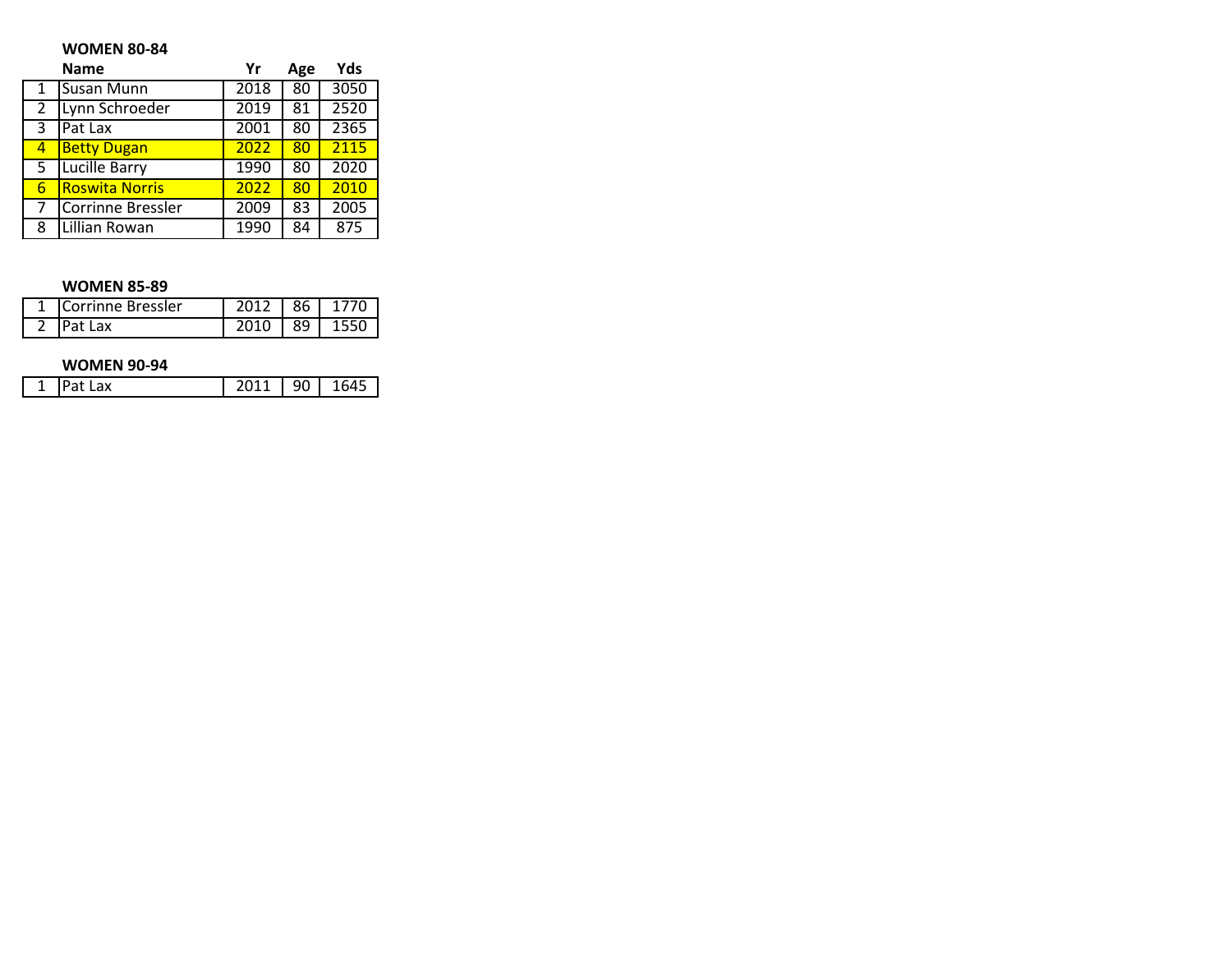**WOMEN 80-84**

| | Name | Yr | Age | Yds |
|---|---|---|---|---|
| 1 | Susan Munn | 2018 | 80 | 3050 |
| 2 | Lynn Schroeder | 2019 | 81 | 2520 |
| 3 | Pat Lax | 2001 | 80 | 2365 |
| 4 | Betty Dugan | 2022 | 80 | 2115 |
| 5 | Lucille Barry | 1990 | 80 | 2020 |
| 6 | Roswita Norris | 2022 | 80 | 2010 |
| 7 | Corrinne Bressler | 2009 | 83 | 2005 |
| 8 | Lillian Rowan | 1990 | 84 | 875 |

**WOMEN 85-89**

| | Name | Yr | Age | Yds |
|---|---|---|---|---|
| 1 | Corrinne Bressler | 2012 | 86 | 1770 |
| 2 | Pat Lax | 2010 | 89 | 1550 |

**WOMEN 90-94**

| | Name | Yr | Age | Yds |
|---|---|---|---|---|
| 1 | Pat Lax | 2011 | 90 | 1645 |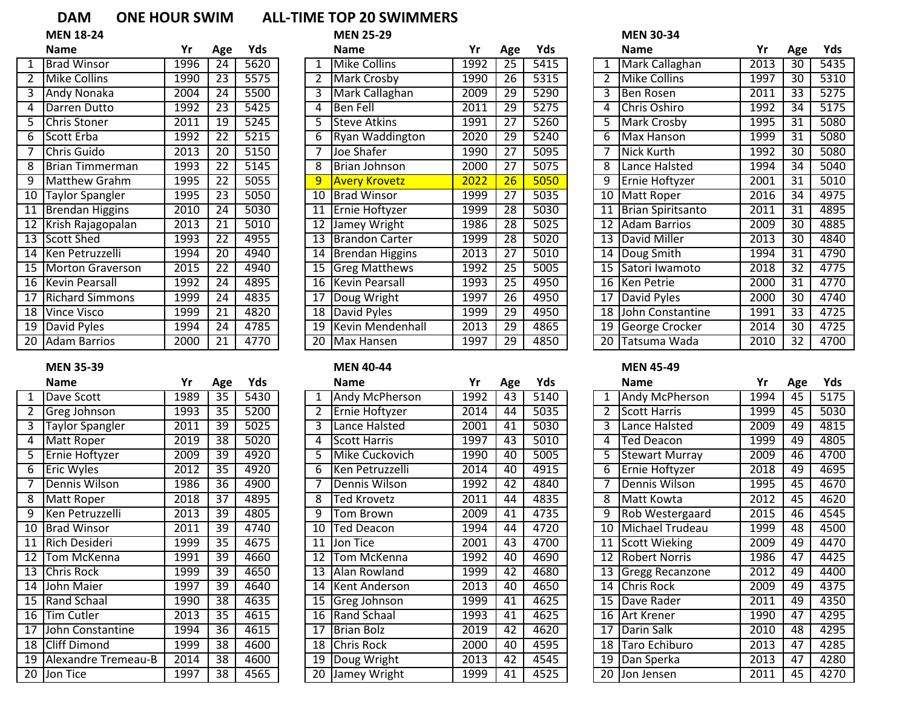# DAM ONE HOUR SWIM ALL-TIME TOP 20 SWIMMERS

## MEN 18-24

| | Name | Yr | Age | Yds |
|---|---|---|---|---|
| 1 | Brad Winsor | 1996 | 24 | 5620 |
| 2 | Mike Collins | 1990 | 23 | 5575 |
| 3 | Andy Nonaka | 2004 | 24 | 5500 |
| 4 | Darren Dutto | 1992 | 23 | 5425 |
| 5 | Chris Stoner | 2011 | 19 | 5245 |
| 6 | Scott Erba | 1992 | 22 | 5215 |
| 7 | Chris Guido | 2013 | 20 | 5150 |
| 8 | Brian Timmerman | 1993 | 22 | 5145 |
| 9 | Matthew Grahm | 1995 | 22 | 5055 |
| 10 | Taylor Spangler | 1995 | 23 | 5050 |
| 11 | Brendan Higgins | 2010 | 24 | 5030 |
| 12 | Krish Rajagopalan | 2013 | 21 | 5010 |
| 13 | Scott Shed | 1993 | 22 | 4955 |
| 14 | Ken Petruzzelli | 1994 | 20 | 4940 |
| 15 | Morton Graverson | 2015 | 22 | 4940 |
| 16 | Kevin Pearsall | 1992 | 24 | 4895 |
| 17 | Richard Simmons | 1999 | 24 | 4835 |
| 18 | Vince Visco | 1999 | 21 | 4820 |
| 19 | David Pyles | 1994 | 24 | 4785 |
| 20 | Adam Barrios | 2000 | 21 | 4770 |

## MEN 25-29

| | Name | Yr | Age | Yds |
|---|---|---|---|---|
| 1 | Mike Collins | 1992 | 25 | 5415 |
| 2 | Mark Crosby | 1990 | 26 | 5315 |
| 3 | Mark Callaghan | 2009 | 29 | 5290 |
| 4 | Ben Fell | 2011 | 29 | 5275 |
| 5 | Steve Atkins | 1991 | 27 | 5260 |
| 6 | Ryan Waddington | 2020 | 29 | 5240 |
| 7 | Joe Shafer | 1990 | 27 | 5095 |
| 8 | Brian Johnson | 2000 | 27 | 5075 |
| 9 | Avery Krovetz | 2022 | 26 | 5050 |
| 10 | Brad Winsor | 1999 | 27 | 5035 |
| 11 | Ernie Hoftyzer | 1999 | 28 | 5030 |
| 12 | Jamey Wright | 1986 | 28 | 5025 |
| 13 | Brandon Carter | 1999 | 28 | 5020 |
| 14 | Brendan Higgins | 2013 | 27 | 5010 |
| 15 | Greg Matthews | 1992 | 25 | 5005 |
| 16 | Kevin Pearsall | 1993 | 25 | 4950 |
| 17 | Doug Wright | 1997 | 26 | 4950 |
| 18 | David Pyles | 1999 | 29 | 4950 |
| 19 | Kevin Mendenhall | 2013 | 29 | 4865 |
| 20 | Max Hansen | 1997 | 29 | 4850 |

## MEN 30-34

| | Name | Yr | Age | Yds |
|---|---|---|---|---|
| 1 | Mark Callaghan | 2013 | 30 | 5435 |
| 2 | Mike Collins | 1997 | 30 | 5310 |
| 3 | Ben Rosen | 2011 | 33 | 5275 |
| 4 | Chris Oshiro | 1992 | 34 | 5175 |
| 5 | Mark Crosby | 1995 | 31 | 5080 |
| 6 | Max Hanson | 1999 | 31 | 5080 |
| 7 | Nick Kurth | 1992 | 30 | 5080 |
| 8 | Lance Halsted | 1994 | 34 | 5040 |
| 9 | Ernie Hoftyzer | 2001 | 31 | 5010 |
| 10 | Matt Roper | 2016 | 34 | 4975 |
| 11 | Brian Spiritsanto | 2011 | 31 | 4895 |
| 12 | Adam Barrios | 2009 | 30 | 4885 |
| 13 | David Miller | 2013 | 30 | 4840 |
| 14 | Doug Smith | 1994 | 31 | 4790 |
| 15 | Satori Iwamoto | 2018 | 32 | 4775 |
| 16 | Ken Petrie | 2000 | 31 | 4770 |
| 17 | David Pyles | 2000 | 30 | 4740 |
| 18 | John Constantine | 1991 | 33 | 4725 |
| 19 | George Crocker | 2014 | 30 | 4725 |
| 20 | Tatsuma Wada | 2010 | 32 | 4700 |

## MEN 35-39

| | Name | Yr | Age | Yds |
|---|---|---|---|---|
| 1 | Dave Scott | 1989 | 35 | 5430 |
| 2 | Greg Johnson | 1993 | 35 | 5200 |
| 3 | Taylor Spangler | 2011 | 39 | 5025 |
| 4 | Matt Roper | 2019 | 38 | 5020 |
| 5 | Ernie Hoftyzer | 2009 | 39 | 4920 |
| 6 | Eric Wyles | 2012 | 35 | 4920 |
| 7 | Dennis Wilson | 1986 | 36 | 4900 |
| 8 | Matt Roper | 2018 | 37 | 4895 |
| 9 | Ken Petruzzelli | 2013 | 39 | 4805 |
| 10 | Brad Winsor | 2011 | 39 | 4740 |
| 11 | Rich Desideri | 1999 | 35 | 4675 |
| 12 | Tom McKenna | 1991 | 39 | 4660 |
| 13 | Chris Rock | 1999 | 39 | 4650 |
| 14 | John Maier | 1997 | 39 | 4640 |
| 15 | Rand Schaal | 1990 | 38 | 4635 |
| 16 | Tim Cutler | 2013 | 35 | 4615 |
| 17 | John Constantine | 1994 | 36 | 4615 |
| 18 | Cliff Dimond | 1999 | 38 | 4600 |
| 19 | Alexandre Tremeau-B | 2014 | 38 | 4600 |
| 20 | Jon Tice | 1997 | 38 | 4565 |

## MEN 40-44

| | Name | Yr | Age | Yds |
|---|---|---|---|---|
| 1 | Andy McPherson | 1992 | 43 | 5140 |
| 2 | Ernie Hoftyzer | 2014 | 44 | 5035 |
| 3 | Lance Halsted | 2001 | 41 | 5030 |
| 4 | Scott Harris | 1997 | 43 | 5010 |
| 5 | Mike Cuckovich | 1990 | 40 | 5005 |
| 6 | Ken Petruzzelli | 2014 | 40 | 4915 |
| 7 | Dennis Wilson | 1992 | 42 | 4840 |
| 8 | Ted Krovetz | 2011 | 44 | 4835 |
| 9 | Tom Brown | 2009 | 41 | 4735 |
| 10 | Ted Deacon | 1994 | 44 | 4720 |
| 11 | Jon Tice | 2001 | 43 | 4700 |
| 12 | Tom McKenna | 1992 | 40 | 4690 |
| 13 | Alan Rowland | 1999 | 42 | 4680 |
| 14 | Kent Anderson | 2013 | 40 | 4650 |
| 15 | Greg Johnson | 1999 | 41 | 4625 |
| 16 | Rand Schaal | 1993 | 41 | 4625 |
| 17 | Brian Bolz | 2019 | 42 | 4620 |
| 18 | Chris Rock | 2000 | 40 | 4595 |
| 19 | Doug Wright | 2013 | 42 | 4545 |
| 20 | Jamey Wright | 1999 | 41 | 4525 |

## MEN 45-49

| | Name | Yr | Age | Yds |
|---|---|---|---|---|
| 1 | Andy McPherson | 1994 | 45 | 5175 |
| 2 | Scott Harris | 1999 | 45 | 5030 |
| 3 | Lance Halsted | 2009 | 49 | 4815 |
| 4 | Ted Deacon | 1999 | 49 | 4805 |
| 5 | Stewart Murray | 2009 | 46 | 4700 |
| 6 | Ernie Hoftyzer | 2018 | 49 | 4695 |
| 7 | Dennis Wilson | 1995 | 45 | 4670 |
| 8 | Matt Kowta | 2012 | 45 | 4620 |
| 9 | Rob Westergaard | 2015 | 46 | 4545 |
| 10 | Michael Trudeau | 1999 | 48 | 4500 |
| 11 | Scott Wieking | 2009 | 49 | 4470 |
| 12 | Robert Norris | 1986 | 47 | 4425 |
| 13 | Gregg Recanzone | 2012 | 49 | 4400 |
| 14 | Chris Rock | 2009 | 49 | 4375 |
| 15 | Dave Rader | 2011 | 49 | 4350 |
| 16 | Art Krener | 1990 | 47 | 4295 |
| 17 | Darin Salk | 2010 | 48 | 4295 |
| 18 | Taro Echiburo | 2013 | 47 | 4285 |
| 19 | Dan Sperka | 2013 | 47 | 4280 |
| 20 | Jon Jensen | 2011 | 45 | 4270 |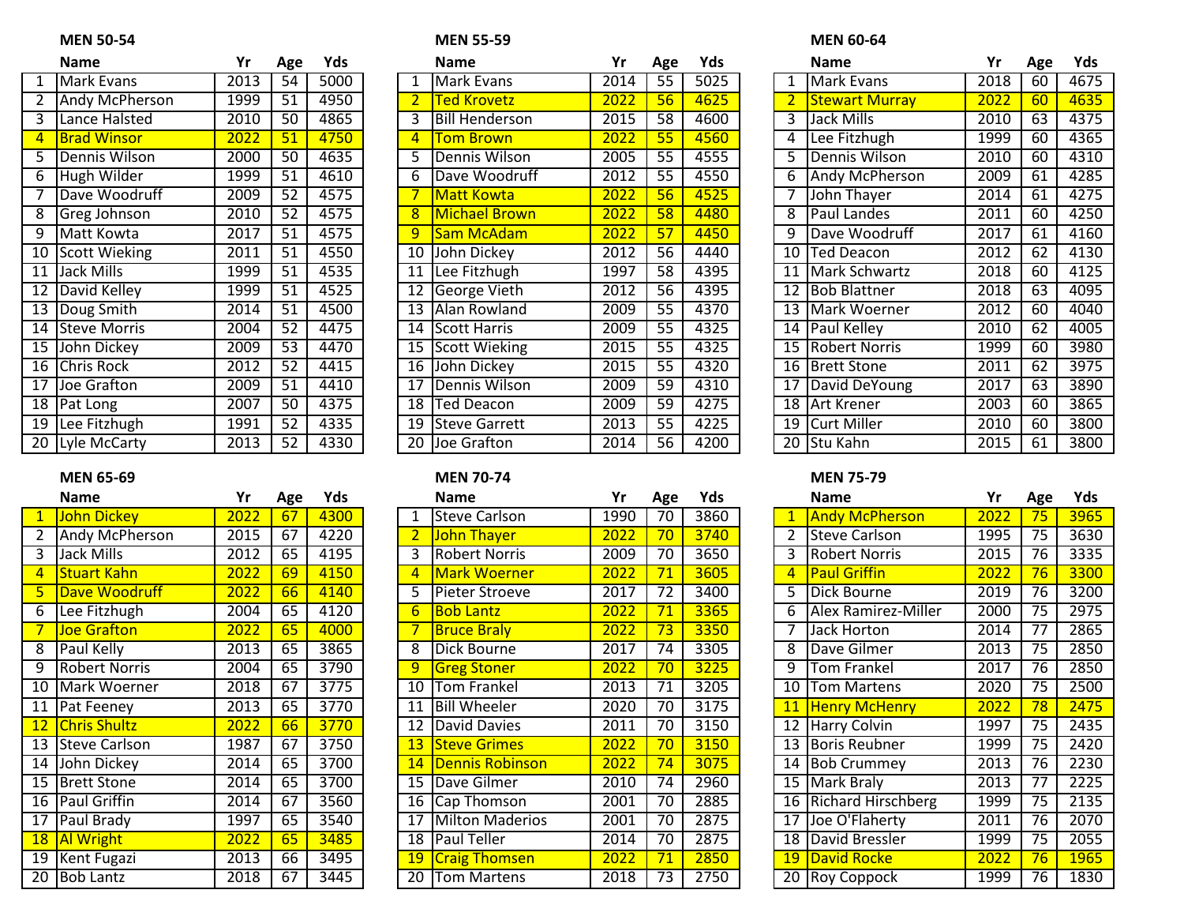### MEN 50-54

| | Name | Yr | Age | Yds |
|---|---|---|---|---|
| 1 | Mark Evans | 2013 | 54 | 5000 |
| 2 | Andy McPherson | 1999 | 51 | 4950 |
| 3 | Lance Halsted | 2010 | 50 | 4865 |
| 4 | Brad Winsor | 2022 | 51 | 4750 |
| 5 | Dennis Wilson | 2000 | 50 | 4635 |
| 6 | Hugh Wilder | 1999 | 51 | 4610 |
| 7 | Dave Woodruff | 2009 | 52 | 4575 |
| 8 | Greg Johnson | 2010 | 52 | 4575 |
| 9 | Matt Kowta | 2017 | 51 | 4575 |
| 10 | Scott Wieking | 2011 | 51 | 4550 |
| 11 | Jack Mills | 1999 | 51 | 4535 |
| 12 | David Kelley | 1999 | 51 | 4525 |
| 13 | Doug Smith | 2014 | 51 | 4500 |
| 14 | Steve Morris | 2004 | 52 | 4475 |
| 15 | John Dickey | 2009 | 53 | 4470 |
| 16 | Chris Rock | 2012 | 52 | 4415 |
| 17 | Joe Grafton | 2009 | 51 | 4410 |
| 18 | Pat Long | 2007 | 50 | 4375 |
| 19 | Lee Fitzhugh | 1991 | 52 | 4335 |
| 20 | Lyle McCarty | 2013 | 52 | 4330 |

### MEN 55-59

| | Name | Yr | Age | Yds |
|---|---|---|---|---|
| 1 | Mark Evans | 2014 | 55 | 5025 |
| 2 | Ted Krovetz | 2022 | 56 | 4625 |
| 3 | Bill Henderson | 2015 | 58 | 4600 |
| 4 | Tom Brown | 2022 | 55 | 4560 |
| 5 | Dennis Wilson | 2005 | 55 | 4555 |
| 6 | Dave Woodruff | 2012 | 55 | 4550 |
| 7 | Matt Kowta | 2022 | 56 | 4525 |
| 8 | Michael Brown | 2022 | 58 | 4480 |
| 9 | Sam McAdam | 2022 | 57 | 4450 |
| 10 | John Dickey | 2012 | 56 | 4440 |
| 11 | Lee Fitzhugh | 1997 | 58 | 4395 |
| 12 | George Vieth | 2012 | 56 | 4395 |
| 13 | Alan Rowland | 2009 | 55 | 4370 |
| 14 | Scott Harris | 2009 | 55 | 4325 |
| 15 | Scott Wieking | 2015 | 55 | 4325 |
| 16 | John Dickey | 2015 | 55 | 4320 |
| 17 | Dennis Wilson | 2009 | 59 | 4310 |
| 18 | Ted Deacon | 2009 | 59 | 4275 |
| 19 | Steve Garrett | 2013 | 55 | 4225 |
| 20 | Joe Grafton | 2014 | 56 | 4200 |

### MEN 60-64

| | Name | Yr | Age | Yds |
|---|---|---|---|---|
| 1 | Mark Evans | 2018 | 60 | 4675 |
| 2 | Stewart Murray | 2022 | 60 | 4635 |
| 3 | Jack Mills | 2010 | 63 | 4375 |
| 4 | Lee Fitzhugh | 1999 | 60 | 4365 |
| 5 | Dennis Wilson | 2010 | 60 | 4310 |
| 6 | Andy McPherson | 2009 | 61 | 4285 |
| 7 | John Thayer | 2014 | 61 | 4275 |
| 8 | Paul Landes | 2011 | 60 | 4250 |
| 9 | Dave Woodruff | 2017 | 61 | 4160 |
| 10 | Ted Deacon | 2012 | 62 | 4130 |
| 11 | Mark Schwartz | 2018 | 60 | 4125 |
| 12 | Bob Blattner | 2018 | 63 | 4095 |
| 13 | Mark Woerner | 2012 | 60 | 4040 |
| 14 | Paul Kelley | 2010 | 62 | 4005 |
| 15 | Robert Norris | 1999 | 60 | 3980 |
| 16 | Brett Stone | 2011 | 62 | 3975 |
| 17 | David DeYoung | 2017 | 63 | 3890 |
| 18 | Art Krener | 2003 | 60 | 3865 |
| 19 | Curt Miller | 2010 | 60 | 3800 |
| 20 | Stu Kahn | 2015 | 61 | 3800 |

### MEN 65-69

| | Name | Yr | Age | Yds |
|---|---|---|---|---|
| 1 | John Dickey | 2022 | 67 | 4300 |
| 2 | Andy McPherson | 2015 | 67 | 4220 |
| 3 | Jack Mills | 2012 | 65 | 4195 |
| 4 | Stuart Kahn | 2022 | 69 | 4150 |
| 5 | Dave Woodruff | 2022 | 66 | 4140 |
| 6 | Lee Fitzhugh | 2004 | 65 | 4120 |
| 7 | Joe Grafton | 2022 | 65 | 4000 |
| 8 | Paul Kelly | 2013 | 65 | 3865 |
| 9 | Robert Norris | 2004 | 65 | 3790 |
| 10 | Mark Woerner | 2018 | 67 | 3775 |
| 11 | Pat Feeney | 2013 | 65 | 3770 |
| 12 | Chris Shultz | 2022 | 66 | 3770 |
| 13 | Steve Carlson | 1987 | 67 | 3750 |
| 14 | John Dickey | 2014 | 65 | 3700 |
| 15 | Brett Stone | 2014 | 65 | 3700 |
| 16 | Paul Griffin | 2014 | 67 | 3560 |
| 17 | Paul Brady | 1997 | 65 | 3540 |
| 18 | Al Wright | 2022 | 65 | 3485 |
| 19 | Kent Fugazi | 2013 | 66 | 3495 |
| 20 | Bob Lantz | 2018 | 67 | 3445 |

### MEN 70-74

| | Name | Yr | Age | Yds |
|---|---|---|---|---|
| 1 | Steve Carlson | 1990 | 70 | 3860 |
| 2 | John Thayer | 2022 | 70 | 3740 |
| 3 | Robert Norris | 2009 | 70 | 3650 |
| 4 | Mark Woerner | 2022 | 71 | 3605 |
| 5 | Pieter Stroeve | 2017 | 72 | 3400 |
| 6 | Bob Lantz | 2022 | 71 | 3365 |
| 7 | Bruce Braly | 2022 | 73 | 3350 |
| 8 | Dick Bourne | 2017 | 74 | 3305 |
| 9 | Greg Stoner | 2022 | 70 | 3225 |
| 10 | Tom Frankel | 2013 | 71 | 3205 |
| 11 | Bill Wheeler | 2020 | 70 | 3175 |
| 12 | David Davies | 2011 | 70 | 3150 |
| 13 | Steve Grimes | 2022 | 70 | 3150 |
| 14 | Dennis Robinson | 2022 | 74 | 3075 |
| 15 | Dave Gilmer | 2010 | 74 | 2960 |
| 16 | Cap Thomson | 2001 | 70 | 2885 |
| 17 | Milton Maderios | 2001 | 70 | 2875 |
| 18 | Paul Teller | 2014 | 70 | 2875 |
| 19 | Craig Thomsen | 2022 | 71 | 2850 |
| 20 | Tom Martens | 2018 | 73 | 2750 |

### MEN 75-79

| | Name | Yr | Age | Yds |
|---|---|---|---|---|
| 1 | Andy McPherson | 2022 | 75 | 3965 |
| 2 | Steve Carlson | 1995 | 75 | 3630 |
| 3 | Robert Norris | 2015 | 76 | 3335 |
| 4 | Paul Griffin | 2022 | 76 | 3300 |
| 5 | Dick Bourne | 2019 | 76 | 3200 |
| 6 | Alex Ramirez-Miller | 2000 | 75 | 2975 |
| 7 | Jack Horton | 2014 | 77 | 2865 |
| 8 | Dave Gilmer | 2013 | 75 | 2850 |
| 9 | Tom Frankel | 2017 | 76 | 2850 |
| 10 | Tom Martens | 2020 | 75 | 2500 |
| 11 | Henry McHenry | 2022 | 78 | 2475 |
| 12 | Harry Colvin | 1997 | 75 | 2435 |
| 13 | Boris Reubner | 1999 | 75 | 2420 |
| 14 | Bob Crummey | 2013 | 76 | 2230 |
| 15 | Mark Braly | 2013 | 77 | 2225 |
| 16 | Richard Hirschberg | 1999 | 75 | 2135 |
| 17 | Joe O'Flaherty | 2011 | 76 | 2070 |
| 18 | David Bressler | 1999 | 75 | 2055 |
| 19 | David Rocke | 2022 | 76 | 1965 |
| 20 | Roy Coppock | 1999 | 76 | 1830 |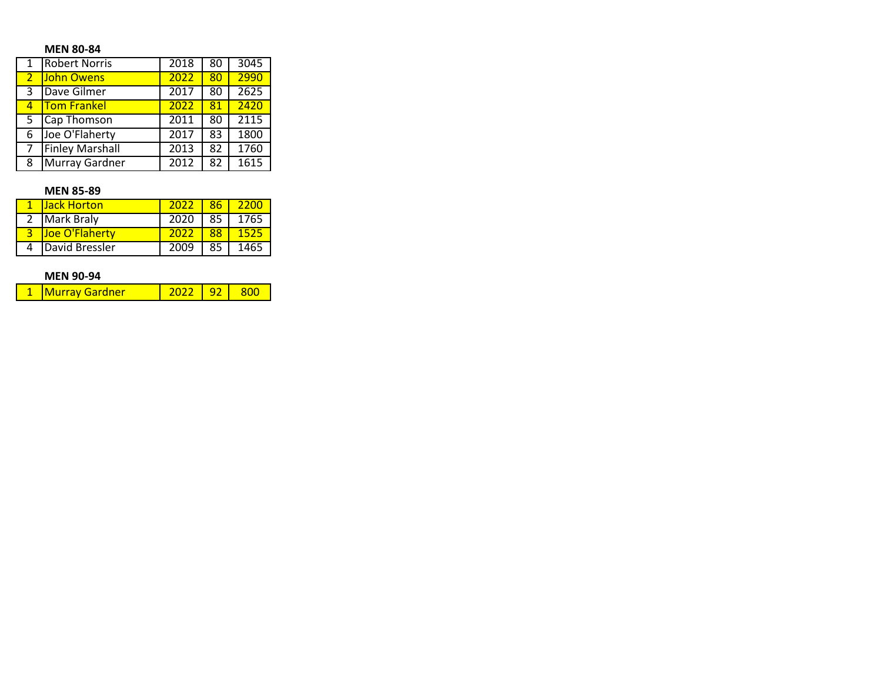**MEN 80-84**

| | | | | |
|---|---|---|---|---|
| 1 | Robert Norris | 2018 | 80 | 3045 |
| 2 | John Owens | 2022 | 80 | 2990 |
| 3 | Dave Gilmer | 2017 | 80 | 2625 |
| 4 | Tom Frankel | 2022 | 81 | 2420 |
| 5 | Cap Thomson | 2011 | 80 | 2115 |
| 6 | Joe O'Flaherty | 2017 | 83 | 1800 |
| 7 | Finley Marshall | 2013 | 82 | 1760 |
| 8 | Murray Gardner | 2012 | 82 | 1615 |

**MEN 85-89**

| | | | | |
|---|---|---|---|---|
| 1 | Jack Horton | 2022 | 86 | 2200 |
| 2 | Mark Braly | 2020 | 85 | 1765 |
| 3 | Joe O'Flaherty | 2022 | 88 | 1525 |
| 4 | David Bressler | 2009 | 85 | 1465 |

**MEN 90-94**

| | | | | |
|---|---|---|---|---|
| 1 | Murray Gardner | 2022 | 92 | 800 |